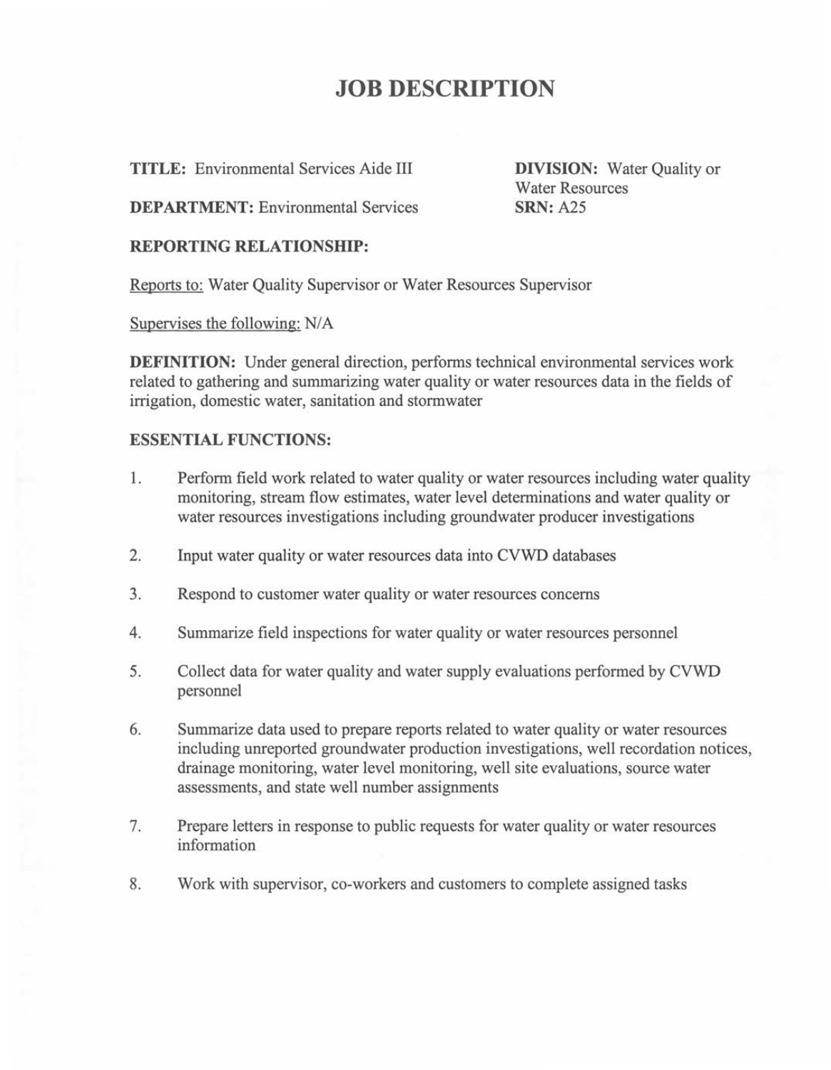# JOB DESCRIPTION

**TITLE:** Environmental Services Aide III

**DIVISION:** Water Quality or Water Resources

**DEPARTMENT:** Environmental Services

**SRN:** A25

**REPORTING RELATIONSHIP:**

Reports to: Water Quality Supervisor or Water Resources Supervisor

Supervises the following: N/A

**DEFINITION:** Under general direction, performs technical environmental services work related to gathering and summarizing water quality or water resources data in the fields of irrigation, domestic water, sanitation and stormwater

**ESSENTIAL FUNCTIONS:**

1. Perform field work related to water quality or water resources including water quality monitoring, stream flow estimates, water level determinations and water quality or water resources investigations including groundwater producer investigations

2. Input water quality or water resources data into CVWD databases

3. Respond to customer water quality or water resources concerns

4. Summarize field inspections for water quality or water resources personnel

5. Collect data for water quality and water supply evaluations performed by CVWD personnel

6. Summarize data used to prepare reports related to water quality or water resources including unreported groundwater production investigations, well recordation notices, drainage monitoring, water level monitoring, well site evaluations, source water assessments, and state well number assignments

7. Prepare letters in response to public requests for water quality or water resources information

8. Work with supervisor, co-workers and customers to complete assigned tasks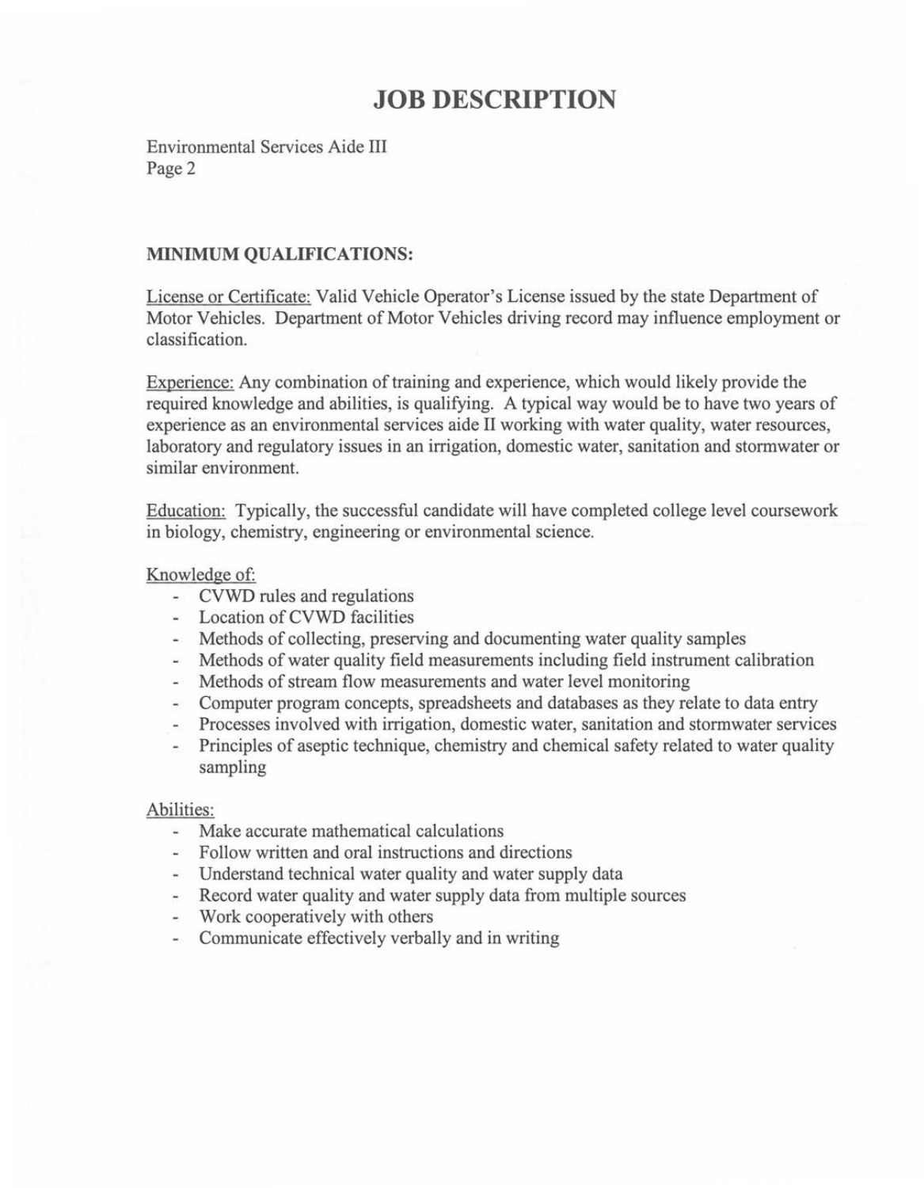# JOB DESCRIPTION

Environmental Services Aide III
Page 2

**MINIMUM QUALIFICATIONS:**

License or Certificate: Valid Vehicle Operator's License issued by the state Department of Motor Vehicles. Department of Motor Vehicles driving record may influence employment or classification.

Experience: Any combination of training and experience, which would likely provide the required knowledge and abilities, is qualifying. A typical way would be to have two years of experience as an environmental services aide II working with water quality, water resources, laboratory and regulatory issues in an irrigation, domestic water, sanitation and stormwater or similar environment.

Education: Typically, the successful candidate will have completed college level coursework in biology, chemistry, engineering or environmental science.

Knowledge of:

- CVWD rules and regulations
- Location of CVWD facilities
- Methods of collecting, preserving and documenting water quality samples
- Methods of water quality field measurements including field instrument calibration
- Methods of stream flow measurements and water level monitoring
- Computer program concepts, spreadsheets and databases as they relate to data entry
- Processes involved with irrigation, domestic water, sanitation and stormwater services
- Principles of aseptic technique, chemistry and chemical safety related to water quality sampling

Abilities:

- Make accurate mathematical calculations
- Follow written and oral instructions and directions
- Understand technical water quality and water supply data
- Record water quality and water supply data from multiple sources
- Work cooperatively with others
- Communicate effectively verbally and in writing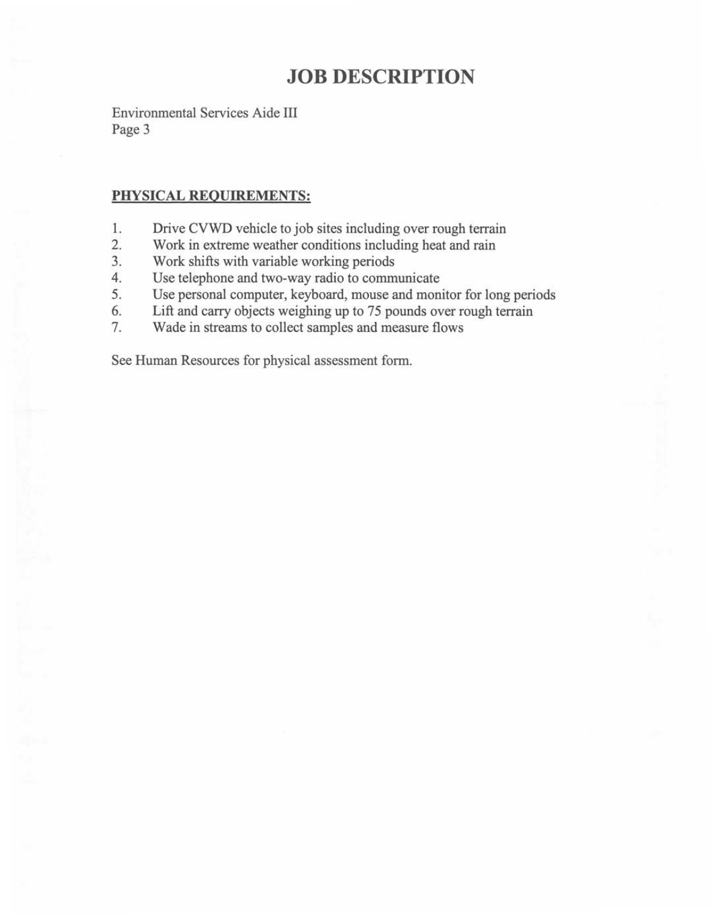# JOB DESCRIPTION

Environmental Services Aide III

## PHYSICAL REQUIREMENTS:

1. Drive CVWD vehicle to job sites including over rough terrain
2. Work in extreme weather conditions including heat and rain
3. Work shifts with variable working periods
4. Use telephone and two-way radio to communicate
5. Use personal computer, keyboard, mouse and monitor for long periods
6. Lift and carry objects weighing up to 75 pounds over rough terrain
7. Wade in streams to collect samples and measure flows

See Human Resources for physical assessment form.